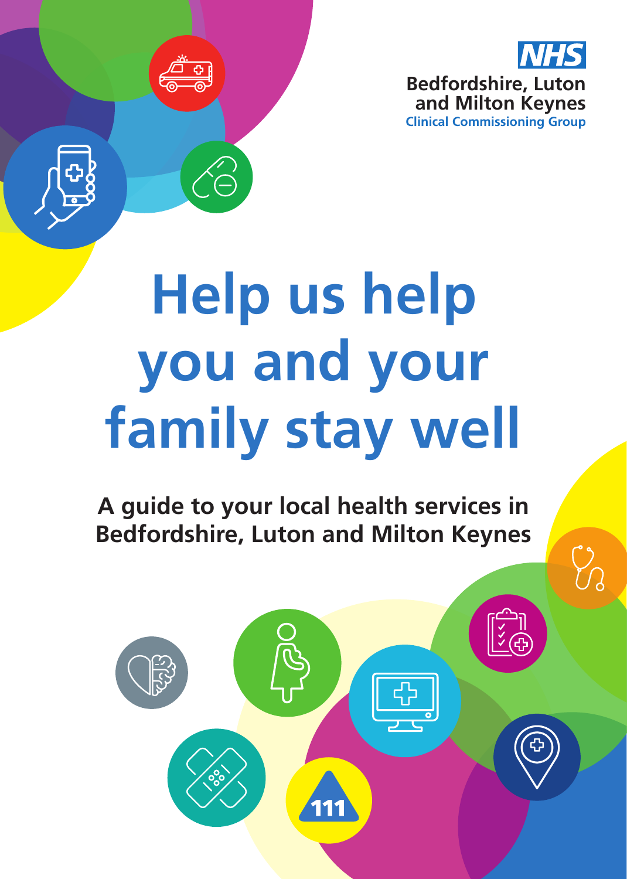NHS

Bedfordshire, Luton and Milton Keynes

Clinical Commissioning Group

# Help us help you and your family stay well

**A guide to your local health services in Bedfordshire, Luton and Milton Keynes**

111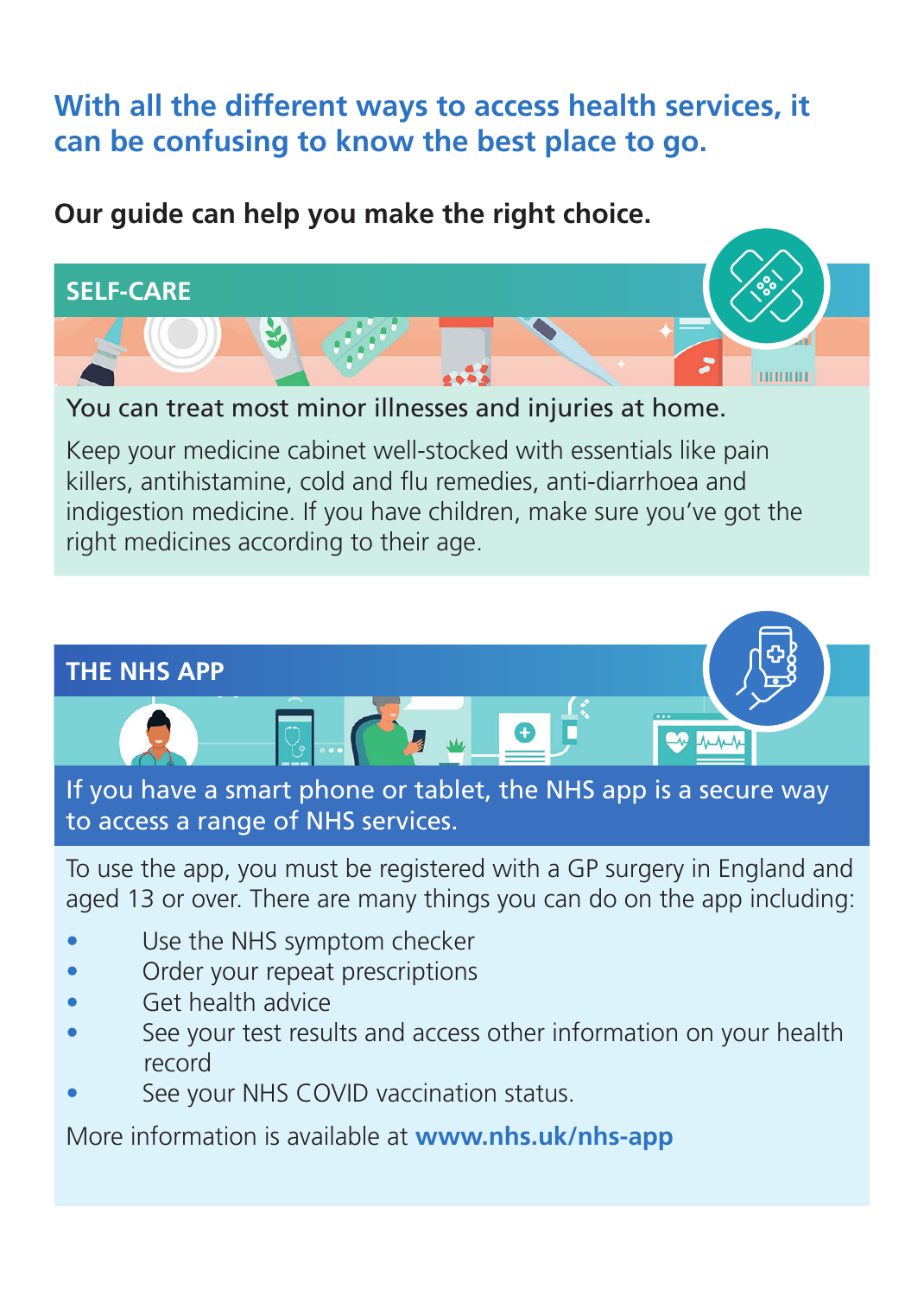**With all the different ways to access health services, it can be confusing to know the best place to go.**

**Our guide can help you make the right choice.**

## SELF-CARE

You can treat most minor illnesses and injuries at home.

Keep your medicine cabinet well-stocked with essentials like pain killers, antihistamine, cold and flu remedies, anti-diarrhoea and indigestion medicine. If you have children, make sure you've got the right medicines according to their age.

## THE NHS APP

If you have a smart phone or tablet, the NHS app is a secure way to access a range of NHS services.

To use the app, you must be registered with a GP surgery in England and aged 13 or over. There are many things you can do on the app including:

- Use the NHS symptom checker
- Order your repeat prescriptions
- Get health advice
- See your test results and access other information on your health record
- See your NHS COVID vaccination status.

More information is available at **www.nhs.uk/nhs-app**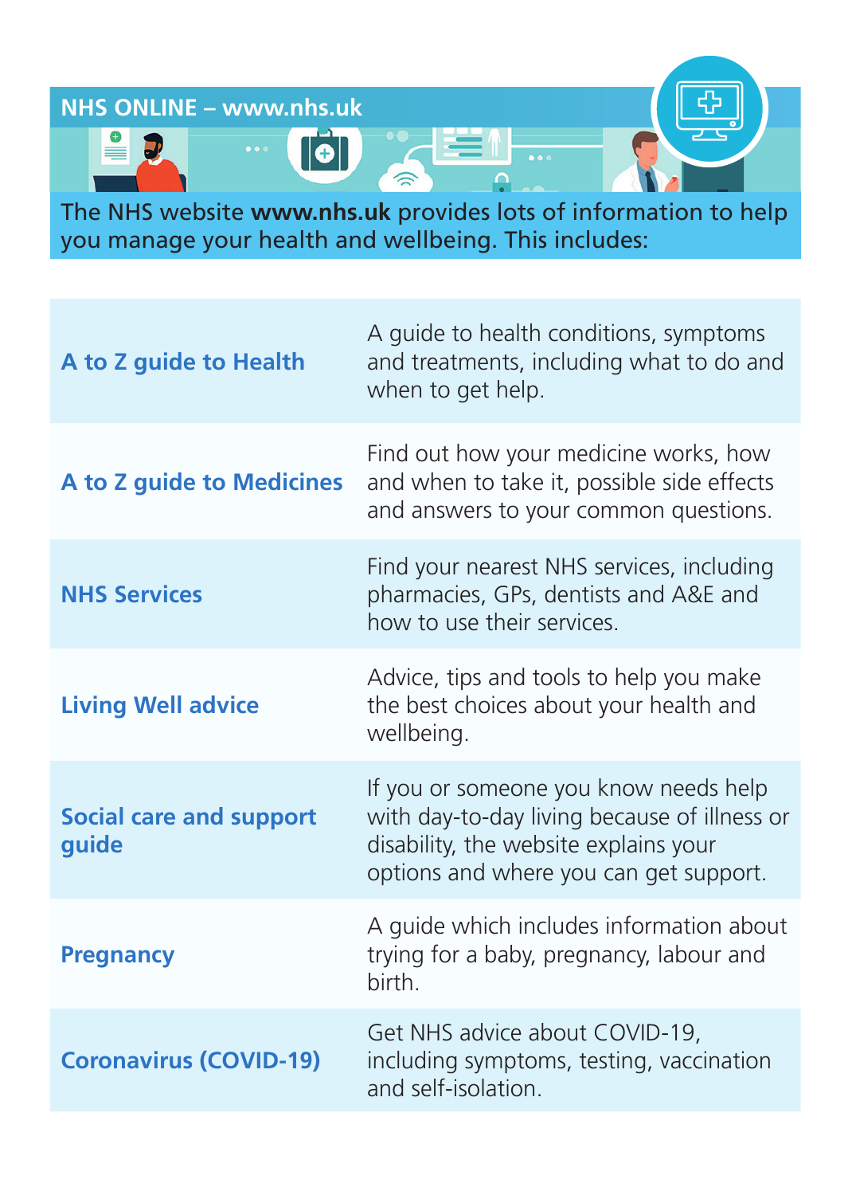## NHS ONLINE – www.nhs.uk

The NHS website **www.nhs.uk** provides lots of information to help you manage your health and wellbeing. This includes:

| | |
|---|---|
| **A to Z guide to Health** | A guide to health conditions, symptoms and treatments, including what to do and when to get help. |
| **A to Z guide to Medicines** | Find out how your medicine works, how and when to take it, possible side effects and answers to your common questions. |
| **NHS Services** | Find your nearest NHS services, including pharmacies, GPs, dentists and A&E and how to use their services. |
| **Living Well advice** | Advice, tips and tools to help you make the best choices about your health and wellbeing. |
| **Social care and support guide** | If you or someone you know needs help with day-to-day living because of illness or disability, the website explains your options and where you can get support. |
| **Pregnancy** | A guide which includes information about trying for a baby, pregnancy, labour and birth. |
| **Coronavirus (COVID-19)** | Get NHS advice about COVID-19, including symptoms, testing, vaccination and self-isolation. |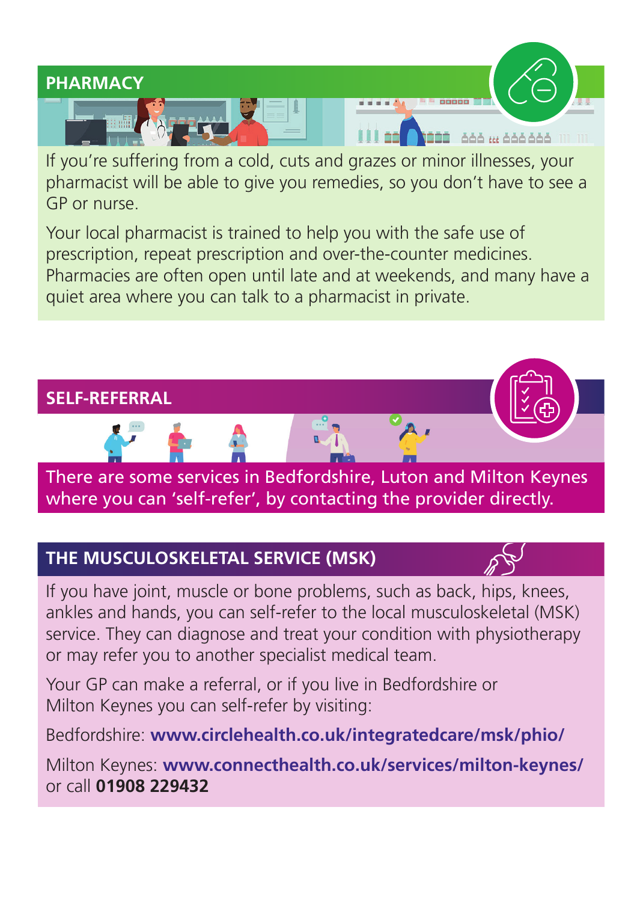## PHARMACY

If you're suffering from a cold, cuts and grazes or minor illnesses, your pharmacist will be able to give you remedies, so you don't have to see a GP or nurse.

Your local pharmacist is trained to help you with the safe use of prescription, repeat prescription and over-the-counter medicines. Pharmacies are often open until late and at weekends, and many have a quiet area where you can talk to a pharmacist in private.

## SELF-REFERRAL

There are some services in Bedfordshire, Luton and Milton Keynes where you can 'self-refer', by contacting the provider directly.

## THE MUSCULOSKELETAL SERVICE (MSK)

If you have joint, muscle or bone problems, such as back, hips, knees, ankles and hands, you can self-refer to the local musculoskeletal (MSK) service. They can diagnose and treat your condition with physiotherapy or may refer you to another specialist medical team.

Your GP can make a referral, or if you live in Bedfordshire or Milton Keynes you can self-refer by visiting:

Bedfordshire: **www.circlehealth.co.uk/integratedcare/msk/phio/**

Milton Keynes: **www.connecthealth.co.uk/services/milton-keynes/** or call **01908 229432**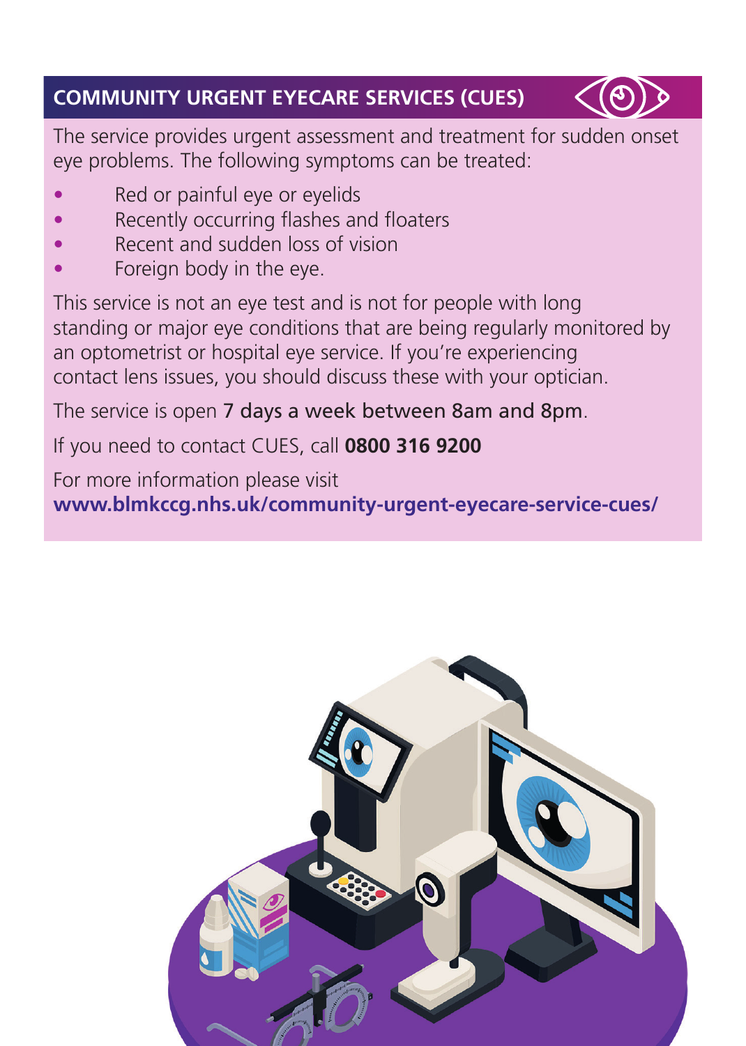## COMMUNITY URGENT EYECARE SERVICES (CUES)

The service provides urgent assessment and treatment for sudden onset eye problems. The following symptoms can be treated:

- Red or painful eye or eyelids
- Recently occurring flashes and floaters
- Recent and sudden loss of vision
- Foreign body in the eye.

This service is not an eye test and is not for people with long standing or major eye conditions that are being regularly monitored by an optometrist or hospital eye service. If you're experiencing contact lens issues, you should discuss these with your optician.

The service is open 7 days a week between 8am and 8pm.

If you need to contact CUES, call **0800 316 9200**

For more information please visit
**www.blmkccg.nhs.uk/community-urgent-eyecare-service-cues/**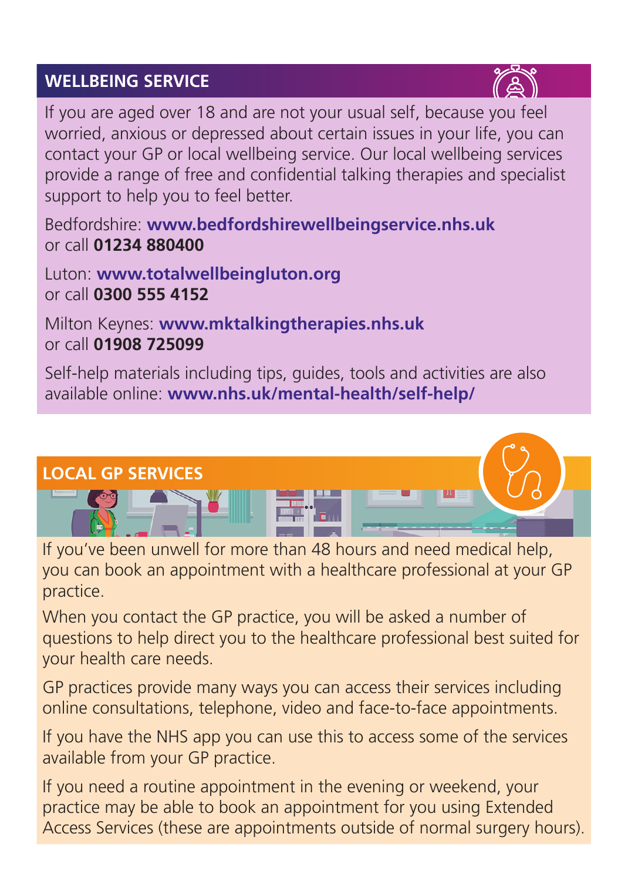## WELLBEING SERVICE

If you are aged over 18 and are not your usual self, because you feel worried, anxious or depressed about certain issues in your life, you can contact your GP or local wellbeing service. Our local wellbeing services provide a range of free and confidential talking therapies and specialist support to help you to feel better.

Bedfordshire: **www.bedfordshirewellbeingservice.nhs.uk**
or call **01234 880400**

Luton: **www.totalwellbeingluton.org**
or call **0300 555 4152**

Milton Keynes: **www.mktalkingtherapies.nhs.uk**
or call **01908 725099**

Self-help materials including tips, guides, tools and activities are also available online: **www.nhs.uk/mental-health/self-help/**

## LOCAL GP SERVICES

If you've been unwell for more than 48 hours and need medical help, you can book an appointment with a healthcare professional at your GP practice.

When you contact the GP practice, you will be asked a number of questions to help direct you to the healthcare professional best suited for your health care needs.

GP practices provide many ways you can access their services including online consultations, telephone, video and face-to-face appointments.

If you have the NHS app you can use this to access some of the services available from your GP practice.

If you need a routine appointment in the evening or weekend, your practice may be able to book an appointment for you using Extended Access Services (these are appointments outside of normal surgery hours).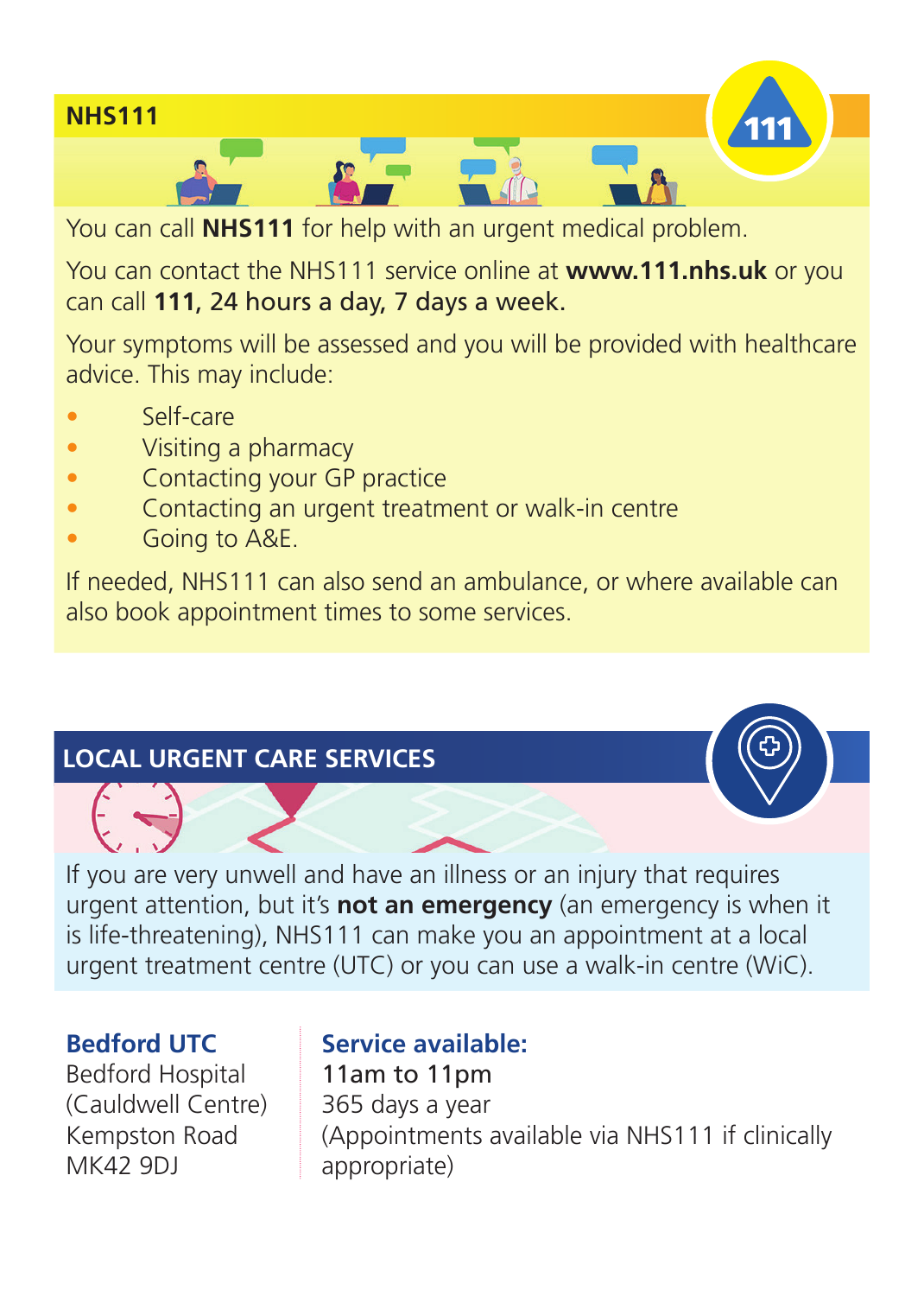## NHS111

You can call **NHS111** for help with an urgent medical problem.

You can contact the NHS111 service online at **www.111.nhs.uk** or you can call **111, 24 hours a day, 7 days a week.**

Your symptoms will be assessed and you will be provided with healthcare advice. This may include:

- Self-care
- Visiting a pharmacy
- Contacting your GP practice
- Contacting an urgent treatment or walk-in centre
- Going to A&E.

If needed, NHS111 can also send an ambulance, or where available can also book appointment times to some services.

## LOCAL URGENT CARE SERVICES

If you are very unwell and have an illness or an injury that requires urgent attention, but it's **not an emergency** (an emergency is when it is life-threatening), NHS111 can make you an appointment at a local urgent treatment centre (UTC) or you can use a walk-in centre (WiC).

**Bedford UTC**
Bedford Hospital
(Cauldwell Centre)
Kempston Road
MK42 9DJ

**Service available:**
11am to 11pm
365 days a year
(Appointments available via NHS111 if clinically appropriate)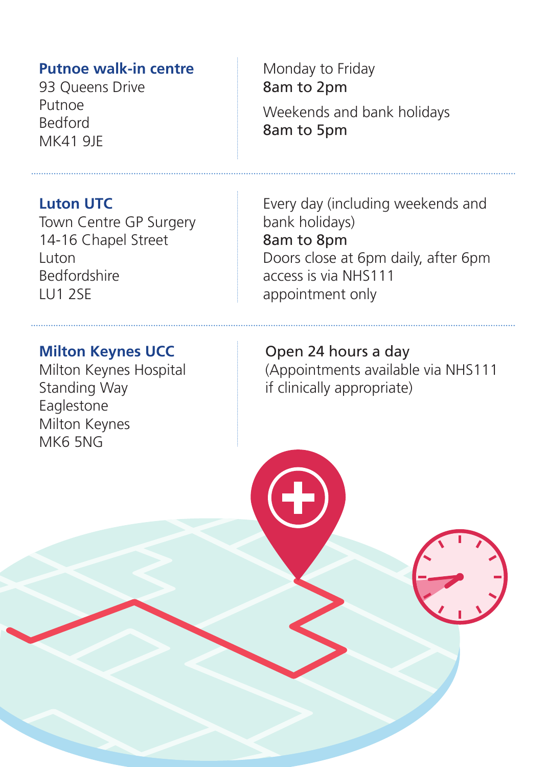### Putnoe walk-in centre

93 Queens Drive
Putnoe
Bedford
MK41 9JE

Monday to Friday
**8am to 2pm**

Weekends and bank holidays
**8am to 5pm**

### Luton UTC

Town Centre GP Surgery
14-16 Chapel Street
Luton
Bedfordshire
LU1 2SE

Every day (including weekends and bank holidays)
**8am to 8pm**
Doors close at 6pm daily, after 6pm access is via NHS111 appointment only

### Milton Keynes UCC

Milton Keynes Hospital
Standing Way
Eaglestone
Milton Keynes
MK6 5NG

**Open 24 hours a day**
(Appointments available via NHS111 if clinically appropriate)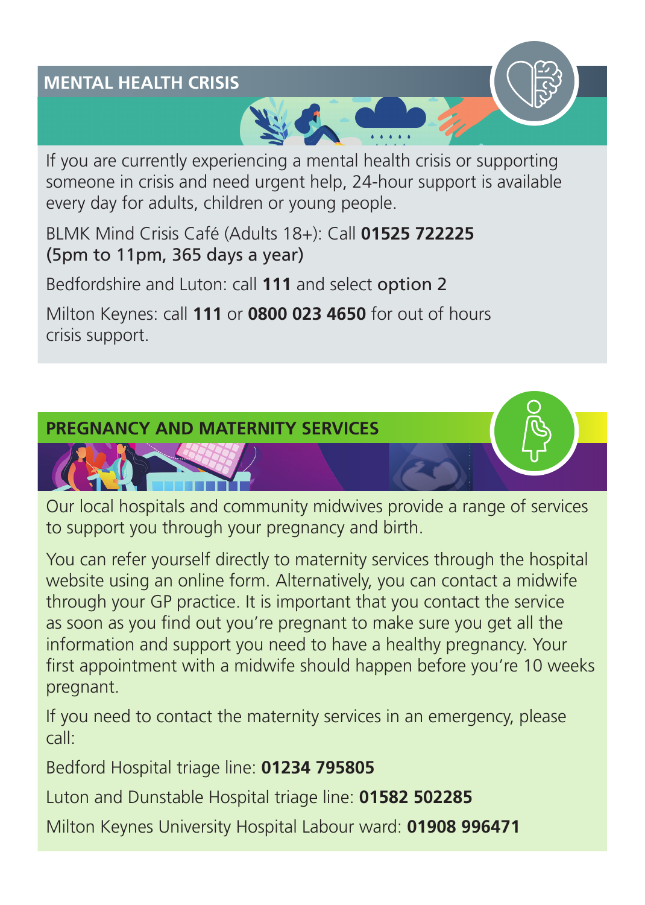## MENTAL HEALTH CRISIS

If you are currently experiencing a mental health crisis or supporting someone in crisis and need urgent help, 24-hour support is available every day for adults, children or young people.

BLMK Mind Crisis Café (Adults 18+): Call **01525 722225**
**(5pm to 11pm, 365 days a year)**

Bedfordshire and Luton: call **111** and select **option** 2

Milton Keynes: call **111** or **0800 023 4650** for out of hours crisis support.

## PREGNANCY AND MATERNITY SERVICES

Our local hospitals and community midwives provide a range of services to support you through your pregnancy and birth.

You can refer yourself directly to maternity services through the hospital website using an online form. Alternatively, you can contact a midwife through your GP practice. It is important that you contact the service as soon as you find out you're pregnant to make sure you get all the information and support you need to have a healthy pregnancy. Your first appointment with a midwife should happen before you're 10 weeks pregnant.

If you need to contact the maternity services in an emergency, please call:

Bedford Hospital triage line: **01234 795805**

Luton and Dunstable Hospital triage line: **01582 502285**

Milton Keynes University Hospital Labour ward: **01908 996471**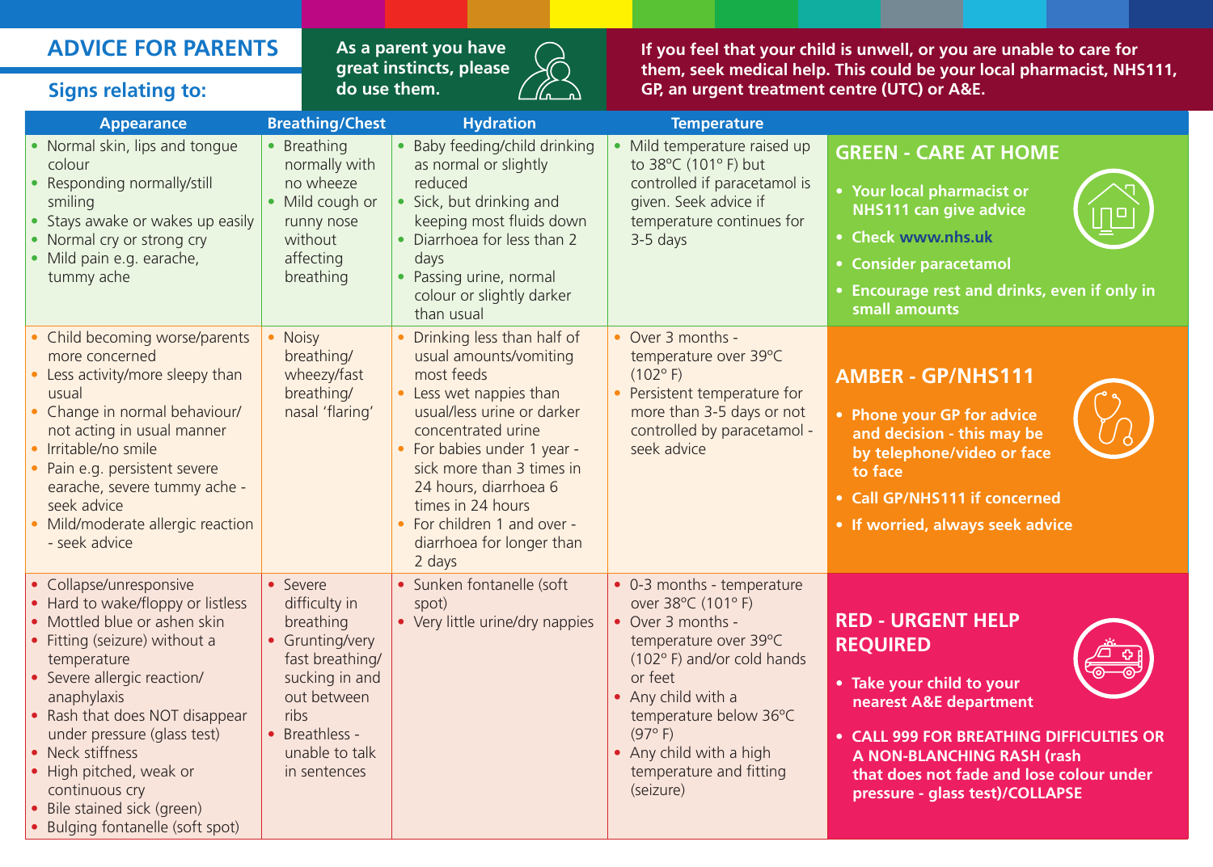## ADVICE FOR PARENTS

### Signs relating to:

**As a parent you have great instincts, please do use them.**

**If you feel that your child is unwell, or you are unable to care for them, seek medical help. This could be your local pharmacist, NHS111, GP, an urgent treatment centre (UTC) or A&E.**

| Appearance | Breathing/Chest | Hydration | Temperature | |
|---|---|---|---|---|
| • Normal skin, lips and tongue colour<br>• Responding normally/still smiling<br>• Stays awake or wakes up easily<br>• Normal cry or strong cry<br>• Mild pain e.g. earache, tummy ache | • Breathing normally with no wheeze<br>• Mild cough or runny nose without affecting breathing | • Baby feeding/child drinking as normal or slightly reduced<br>• Sick, but drinking and keeping most fluids down<br>• Diarrhoea for less than 2 days<br>• Passing urine, normal colour or slightly darker than usual | • Mild temperature raised up to 38°C (101° F) but controlled if paracetamol is given. Seek advice if temperature continues for 3-5 days | **GREEN - CARE AT HOME**<br>• **Your local pharmacist or NHS111 can give advice**<br>• **Check www.nhs.uk**<br>• **Consider paracetamol**<br>• **Encourage rest and drinks, even if only in small amounts** |
| • Child becoming worse/parents more concerned<br>• Less activity/more sleepy than usual<br>• Change in normal behaviour/ not acting in usual manner<br>• Irritable/no smile<br>• Pain e.g. persistent severe earache, severe tummy ache - seek advice<br>• Mild/moderate allergic reaction - seek advice | • Noisy breathing/ wheezy/fast breathing/ nasal 'flaring' | • Drinking less than half of usual amounts/vomiting most feeds<br>• Less wet nappies than usual/less urine or darker concentrated urine<br>• For babies under 1 year - sick more than 3 times in 24 hours, diarrhoea 6 times in 24 hours<br>• For children 1 and over - diarrhoea for longer than 2 days | • Over 3 months - temperature over 39°C (102° F)<br>• Persistent temperature for more than 3-5 days or not controlled by paracetamol - seek advice | **AMBER - GP/NHS111**<br>• **Phone your GP for advice and decision - this may be by telephone/video or face to face**<br>• **Call GP/NHS111 if concerned**<br>• **If worried, always seek advice** |
| • Collapse/unresponsive<br>• Hard to wake/floppy or listless<br>• Mottled blue or ashen skin<br>• Fitting (seizure) without a temperature<br>• Severe allergic reaction/ anaphylaxis<br>• Rash that does NOT disappear under pressure (glass test)<br>• Neck stiffness<br>• High pitched, weak or continuous cry<br>• Bile stained sick (green)<br>• Bulging fontanelle (soft spot) | • Severe difficulty in breathing<br>• Grunting/very fast breathing/ sucking in and out between ribs<br>• Breathless - unable to talk in sentences | • Sunken fontanelle (soft spot)<br>• Very little urine/dry nappies | • 0-3 months - temperature over 38°C (101° F)<br>• Over 3 months - temperature over 39°C (102° F) and/or cold hands or feet<br>• Any child with a temperature below 36°C (97° F)<br>• Any child with a high temperature and fitting (seizure) | **RED - URGENT HELP REQUIRED**<br>• **Take your child to your nearest A&E department**<br>• **CALL 999 FOR BREATHING DIFFICULTIES OR A NON-BLANCHING RASH (rash that does not fade and lose colour under pressure - glass test)/COLLAPSE** |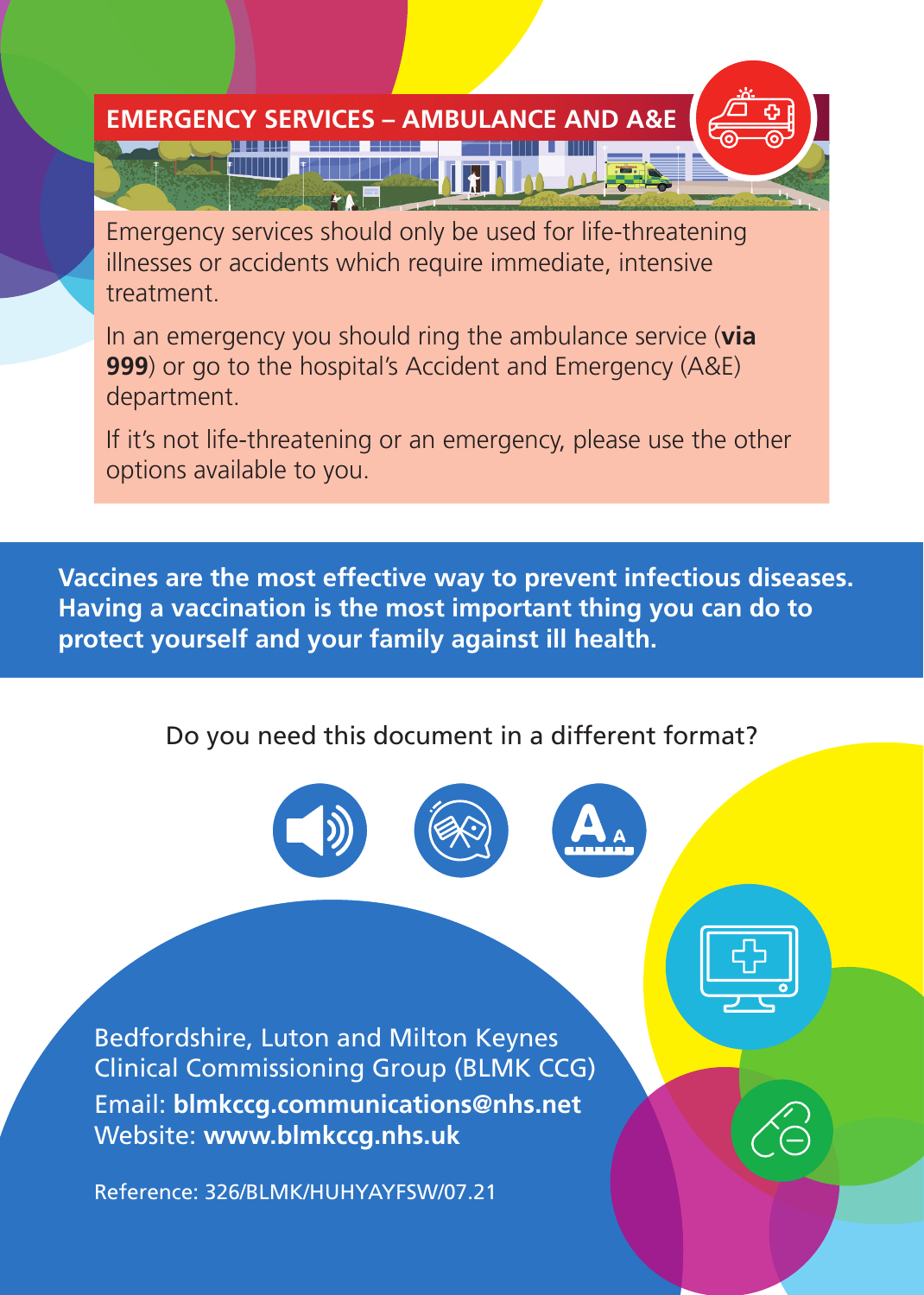## EMERGENCY SERVICES – AMBULANCE AND A&E

Emergency services should only be used for life-threatening illnesses or accidents which require immediate, intensive treatment.

In an emergency you should ring the ambulance service (**via 999**) or go to the hospital's Accident and Emergency (A&E) department.

If it's not life-threatening or an emergency, please use the other options available to you.

**Vaccines are the most effective way to prevent infectious diseases. Having a vaccination is the most important thing you can do to protect yourself and your family against ill health.**

Do you need this document in a different format?

Bedfordshire, Luton and Milton Keynes Clinical Commissioning Group (BLMK CCG)
Email: **blmkccg.communications@nhs.net**
Website: **www.blmkccg.nhs.uk**

Reference: 326/BLMK/HUHYAYFSW/07.21